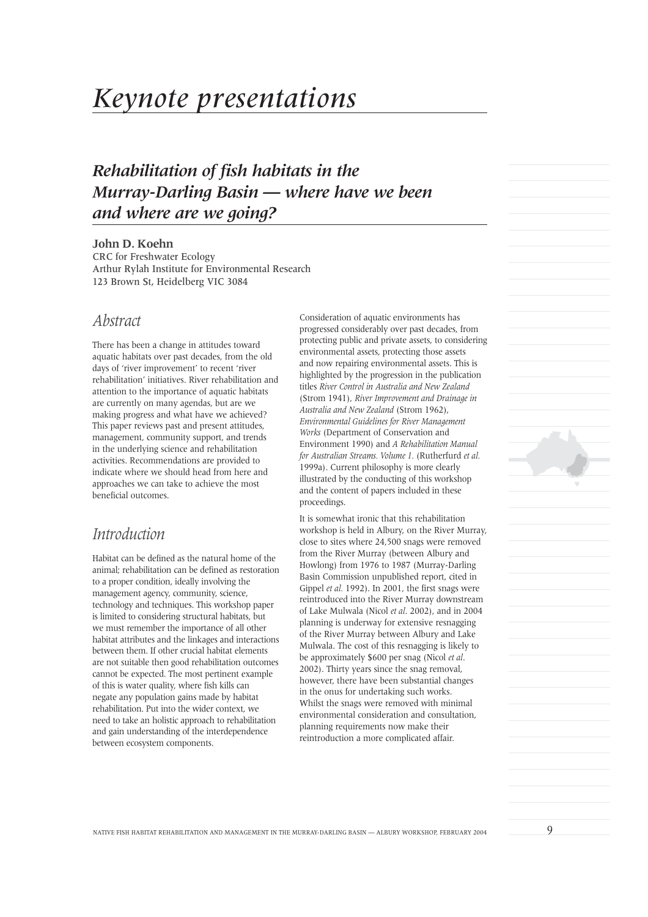// Keynote presentations

## *Rehabilitation of fish habitats in the Murray-Darling Basin — where have we been and where are we going?*

**John D. Koehn**
CRC for Freshwater Ecology
Arthur Rylah Institute for Environmental Research
123 Brown St, Heidelberg VIC 3084

## *Abstract*

There has been a change in attitudes toward aquatic habitats over past decades, from the old days of 'river improvement' to recent 'river rehabilitation' initiatives. River rehabilitation and attention to the importance of aquatic habitats are currently on many agendas, but are we making progress and what have we achieved? This paper reviews past and present attitudes, management, community support, and trends in the underlying science and rehabilitation activities. Recommendations are provided to indicate where we should head from here and approaches we can take to achieve the most beneficial outcomes.

## *Introduction*

Habitat can be defined as the natural home of the animal; rehabilitation can be defined as restoration to a proper condition, ideally involving the management agency, community, science, technology and techniques. This workshop paper is limited to considering structural habitats, but we must remember the importance of all other habitat attributes and the linkages and interactions between them. If other crucial habitat elements are not suitable then good rehabilitation outcomes cannot be expected. The most pertinent example of this is water quality, where fish kills can negate any population gains made by habitat rehabilitation. Put into the wider context, we need to take an holistic approach to rehabilitation and gain understanding of the interdependence between ecosystem components.

Consideration of aquatic environments has progressed considerably over past decades, from protecting public and private assets, to considering environmental assets, protecting those assets and now repairing environmental assets. This is highlighted by the progression in the publication titles *River Control in Australia and New Zealand* (Strom 1941), *River Improvement and Drainage in Australia and New Zealand* (Strom 1962), *Environmental Guidelines for River Management Works* (Department of Conservation and Environment 1990) and *A Rehabilitation Manual for Australian Streams. Volume 1.* (Rutherfurd *et al.* 1999a). Current philosophy is more clearly illustrated by the conducting of this workshop and the content of papers included in these proceedings.

It is somewhat ironic that this rehabilitation workshop is held in Albury, on the River Murray, close to sites where 24,500 snags were removed from the River Murray (between Albury and Howlong) from 1976 to 1987 (Murray-Darling Basin Commission unpublished report, cited in Gippel *et al.* 1992). In 2001, the first snags were reintroduced into the River Murray downstream of Lake Mulwala (Nicol *et al.* 2002), and in 2004 planning is underway for extensive resnagging of the River Murray between Albury and Lake Mulwala. The cost of this resnagging is likely to be approximately $600 per snag (Nicol *et al*. 2002). Thirty years since the snag removal, however, there have been substantial changes in the onus for undertaking such works. Whilst the snags were removed with minimal environmental consideration and consultation, planning requirements now make their reintroduction a more complicated affair.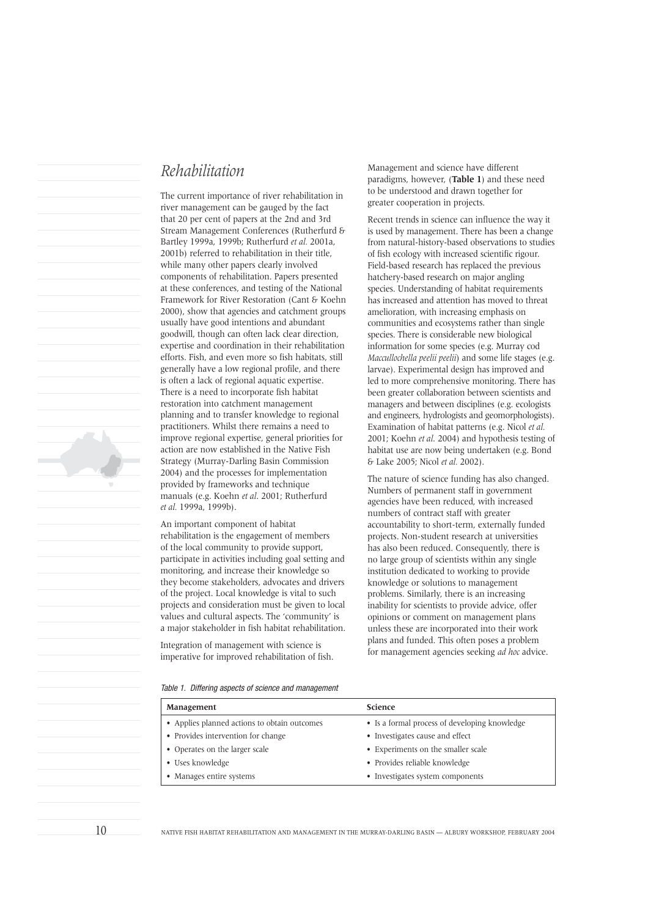## *Rehabilitation*

The current importance of river rehabilitation in river management can be gauged by the fact that 20 per cent of papers at the 2nd and 3rd Stream Management Conferences (Rutherfurd & Bartley 1999a, 1999b; Rutherfurd *et al.* 2001a, 2001b) referred to rehabilitation in their title, while many other papers clearly involved components of rehabilitation. Papers presented at these conferences, and testing of the National Framework for River Restoration (Cant & Koehn 2000), show that agencies and catchment groups usually have good intentions and abundant goodwill, though can often lack clear direction, expertise and coordination in their rehabilitation efforts. Fish, and even more so fish habitats, still generally have a low regional profile, and there is often a lack of regional aquatic expertise. There is a need to incorporate fish habitat restoration into catchment management planning and to transfer knowledge to regional practitioners. Whilst there remains a need to improve regional expertise, general priorities for action are now established in the Native Fish Strategy (Murray-Darling Basin Commission 2004) and the processes for implementation provided by frameworks and technique manuals (e.g. Koehn *et al.* 2001; Rutherfurd *et al.* 1999a, 1999b).

An important component of habitat rehabilitation is the engagement of members of the local community to provide support, participate in activities including goal setting and monitoring, and increase their knowledge so they become stakeholders, advocates and drivers of the project. Local knowledge is vital to such projects and consideration must be given to local values and cultural aspects. The 'community' is a major stakeholder in fish habitat rehabilitation.

Integration of management with science is imperative for improved rehabilitation of fish. Management and science have different paradigms, however, (**Table 1**) and these need to be understood and drawn together for greater cooperation in projects.

Recent trends in science can influence the way it is used by management. There has been a change from natural-history-based observations to studies of fish ecology with increased scientific rigour. Field-based research has replaced the previous hatchery-based research on major angling species. Understanding of habitat requirements has increased and attention has moved to threat amelioration, with increasing emphasis on communities and ecosystems rather than single species. There is considerable new biological information for some species (e.g. Murray cod *Maccullochella peelii peelii*) and some life stages (e.g. larvae). Experimental design has improved and led to more comprehensive monitoring. There has been greater collaboration between scientists and managers and between disciplines (e.g. ecologists and engineers, hydrologists and geomorphologists). Examination of habitat patterns (e.g. Nicol *et al.* 2001; Koehn *et al.* 2004) and hypothesis testing of habitat use are now being undertaken (e.g. Bond & Lake 2005; Nicol *et al.* 2002).

The nature of science funding has also changed. Numbers of permanent staff in government agencies have been reduced, with increased numbers of contract staff with greater accountability to short-term, externally funded projects. Non-student research at universities has also been reduced. Consequently, there is no large group of scientists within any single institution dedicated to working to provide knowledge or solutions to management problems. Similarly, there is an increasing inability for scientists to provide advice, offer opinions or comment on management plans unless these are incorporated into their work plans and funded. This often poses a problem for management agencies seeking *ad hoc* advice.

*Table 1. Differing aspects of science and management*

| Management | Science |
|---|---|
| • Applies planned actions to obtain outcomes | • Is a formal process of developing knowledge |
| • Provides intervention for change | • Investigates cause and effect |
| • Operates on the larger scale | • Experiments on the smaller scale |
| • Uses knowledge | • Provides reliable knowledge |
| • Manages entire systems | • Investigates system components |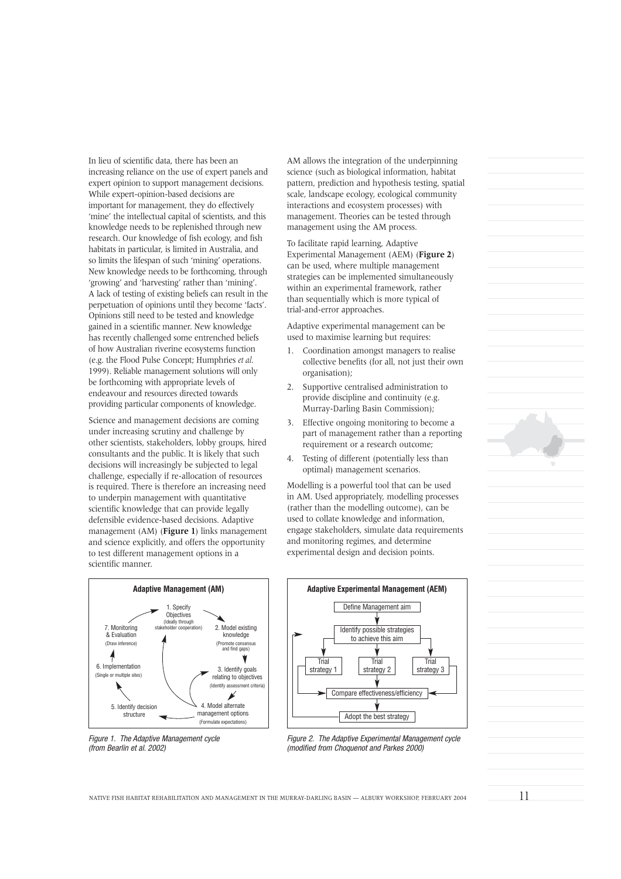In lieu of scientific data, there has been an increasing reliance on the use of expert panels and expert opinion to support management decisions. While expert-opinion-based decisions are important for management, they do effectively 'mine' the intellectual capital of scientists, and this knowledge needs to be replenished through new research. Our knowledge of fish ecology, and fish habitats in particular, is limited in Australia, and so limits the lifespan of such 'mining' operations. New knowledge needs to be forthcoming, through 'growing' and 'harvesting' rather than 'mining'. A lack of testing of existing beliefs can result in the perpetuation of opinions until they become 'facts'. Opinions still need to be tested and knowledge gained in a scientific manner. New knowledge has recently challenged some entrenched beliefs of how Australian riverine ecosystems function (e.g. the Flood Pulse Concept; Humphries *et al.* 1999). Reliable management solutions will only be forthcoming with appropriate levels of endeavour and resources directed towards providing particular components of knowledge.

Science and management decisions are coming under increasing scrutiny and challenge by other scientists, stakeholders, lobby groups, hired consultants and the public. It is likely that such decisions will increasingly be subjected to legal challenge, especially if re-allocation of resources is required. There is therefore an increasing need to underpin management with quantitative scientific knowledge that can provide legally defensible evidence-based decisions. Adaptive management (AM) (**Figure 1**) links management and science explicitly, and offers the opportunity to test different management options in a scientific manner.

AM allows the integration of the underpinning science (such as biological information, habitat pattern, prediction and hypothesis testing, spatial scale, landscape ecology, ecological community interactions and ecosystem processes) with management. Theories can be tested through management using the AM process.

To facilitate rapid learning, Adaptive Experimental Management (AEM) (**Figure 2**) can be used, where multiple management strategies can be implemented simultaneously within an experimental framework, rather than sequentially which is more typical of trial-and-error approaches.

Adaptive experimental management can be used to maximise learning but requires:

1. Coordination amongst managers to realise collective benefits (for all, not just their own organisation);
2. Supportive centralised administration to provide discipline and continuity (e.g. Murray-Darling Basin Commission);
3. Effective ongoing monitoring to become a part of management rather than a reporting requirement or a research outcome;
4. Testing of different (potentially less than optimal) management scenarios.

Modelling is a powerful tool that can be used in AM. Used appropriately, modelling processes (rather than the modelling outcome), can be used to collate knowledge and information, engage stakeholders, simulate data requirements and monitoring regimes, and determine experimental design and decision points.

**Adaptive Management (AM)**

1. Specify Objectives (Ideally through stakeholder cooperation)
2. Model existing knowledge (Promote consensus and find gaps)
3. Identify goals relating to objectives (Identify assessment criteria)
4. Model alternate management options (Formulate expectations)
5. Identify decision structure
6. Implementation (Single or multiple sites)
7. Monitoring & Evaluation (Draw inference)

*Figure 1. The Adaptive Management cycle (from Bearlin et al. 2002)*

**Adaptive Experimental Management (AEM)**

Define Management aim → Identify possible strategies to achieve this aim → Trial strategy 1 / Trial strategy 2 / Trial strategy 3 → Compare effectiveness/efficiency → Adopt the best strategy

*Figure 2. The Adaptive Experimental Management cycle (modified from Choquenot and Parkes 2000)*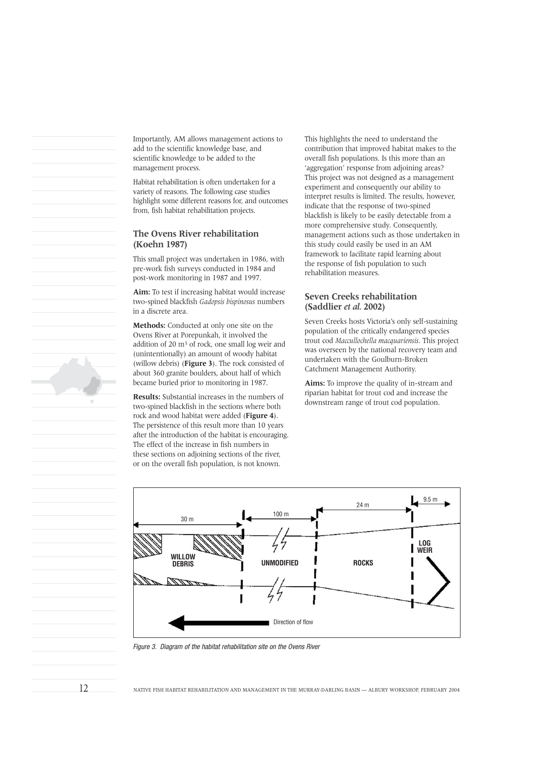Importantly, AM allows management actions to add to the scientific knowledge base, and scientific knowledge to be added to the management process.

Habitat rehabilitation is often undertaken for a variety of reasons. The following case studies highlight some different reasons for, and outcomes from, fish habitat rehabilitation projects.

### The Ovens River rehabilitation (Koehn 1987)

This small project was undertaken in 1986, with pre-work fish surveys conducted in 1984 and post-work monitoring in 1987 and 1997.

**Aim:** To test if increasing habitat would increase two-spined blackfish *Gadopsis bispinosus* numbers in a discrete area.

**Methods:** Conducted at only one site on the Ovens River at Porepunkah, it involved the addition of 20 m$^3$ of rock, one small log weir and (unintentionally) an amount of woody habitat (willow debris) (**Figure 3**). The rock consisted of about 360 granite boulders, about half of which became buried prior to monitoring in 1987.

**Results:** Substantial increases in the numbers of two-spined blackfish in the sections where both rock and wood habitat were added (**Figure 4**). The persistence of this result more than 10 years after the introduction of the habitat is encouraging. The effect of the increase in fish numbers in these sections on adjoining sections of the river, or on the overall fish population, is not known.

This highlights the need to understand the contribution that improved habitat makes to the overall fish populations. Is this more than an 'aggregation' response from adjoining areas? This project was not designed as a management experiment and consequently our ability to interpret results is limited. The results, however, indicate that the response of two-spined blackfish is likely to be easily detectable from a more comprehensive study. Consequently, management actions such as those undertaken in this study could easily be used in an AM framework to facilitate rapid learning about the response of fish population to such rehabilitation measures.

### Seven Creeks rehabilitation (Saddlier *et al.* 2002)

Seven Creeks hosts Victoria's only self-sustaining population of the critically endangered species trout cod *Maccullochella macquariensis*. This project was overseen by the national recovery team and undertaken with the Goulburn-Broken Catchment Management Authority.

**Aims:** To improve the quality of in-stream and riparian habitat for trout cod and increase the downstream range of trout cod population.

*Figure 3. Diagram of the habitat rehabilitation site on the Ovens River*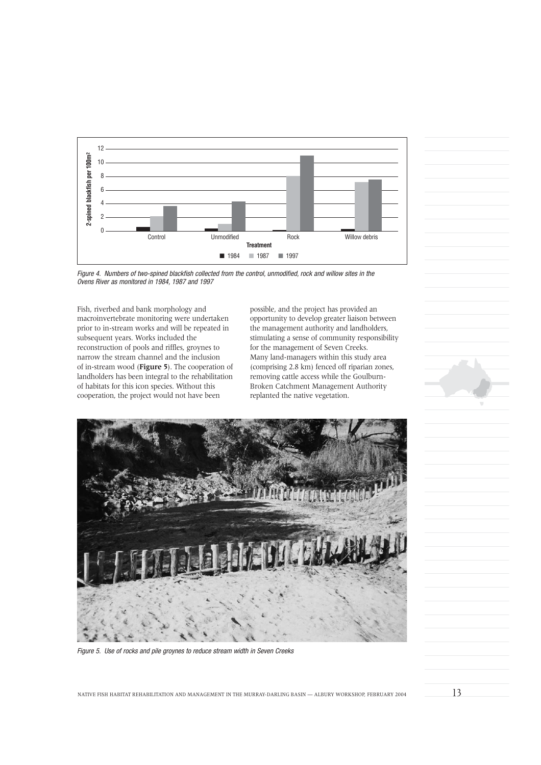*Figure 4. Numbers of two-spined blackfish collected from the control, unmodified, rock and willow sites in the Ovens River as monitored in 1984, 1987 and 1997*

Fish, riverbed and bank morphology and macroinvertebrate monitoring were undertaken prior to in-stream works and will be repeated in subsequent years. Works included the reconstruction of pools and riffles, groynes to narrow the stream channel and the inclusion of in-stream wood (**Figure 5**). The cooperation of landholders has been integral to the rehabilitation of habitats for this icon species. Without this cooperation, the project would not have been possible, and the project has provided an opportunity to develop greater liaison between the management authority and landholders, stimulating a sense of community responsibility for the management of Seven Creeks. Many land-managers within this study area (comprising 2.8 km) fenced off riparian zones, removing cattle access while the Goulburn-Broken Catchment Management Authority replanted the native vegetation.

*Figure 5. Use of rocks and pile groynes to reduce stream width in Seven Creeks*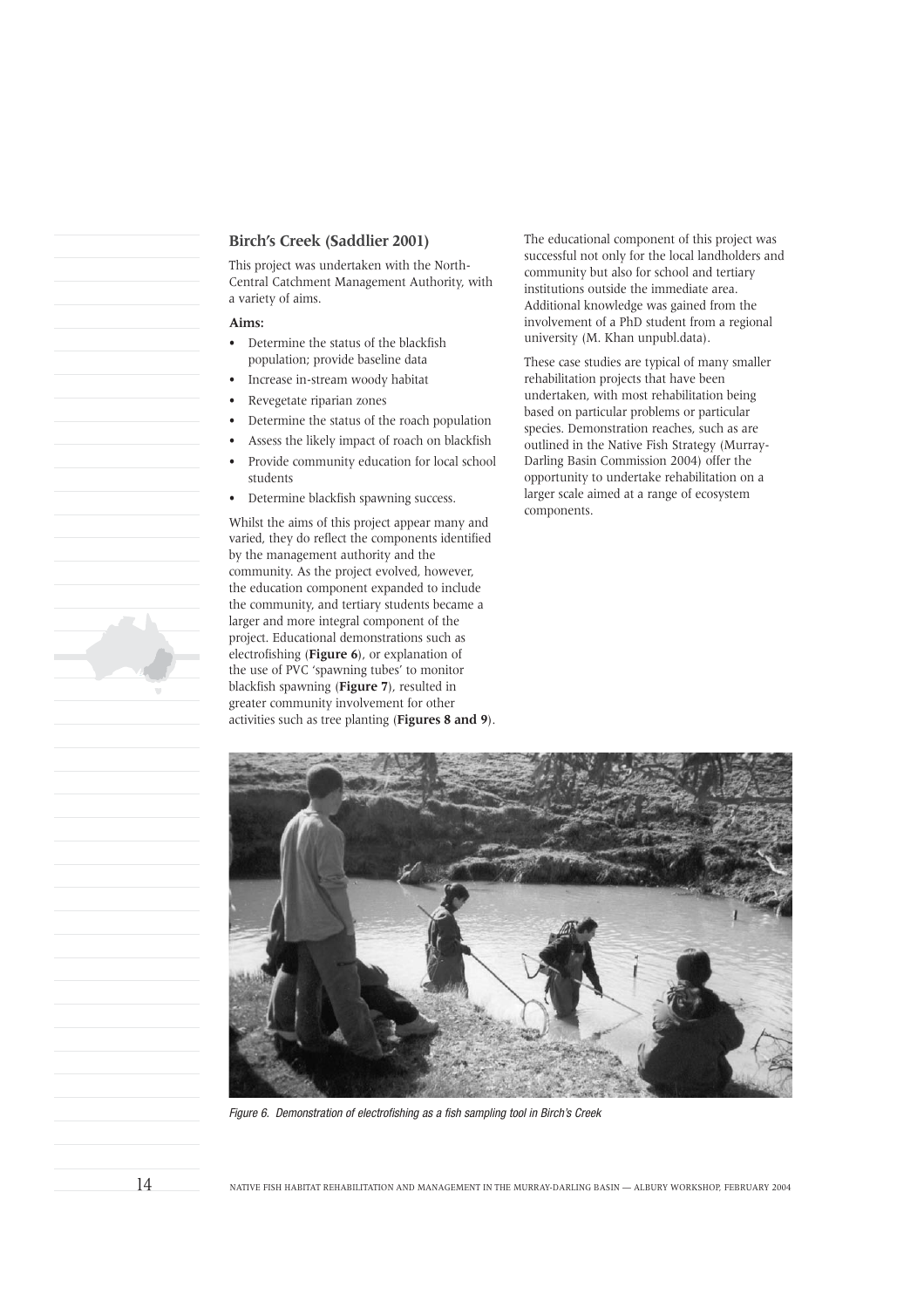## Birch's Creek (Saddlier 2001)

This project was undertaken with the North-Central Catchment Management Authority, with a variety of aims.

**Aims:**

- Determine the status of the blackfish population; provide baseline data
- Increase in-stream woody habitat
- Revegetate riparian zones
- Determine the status of the roach population
- Assess the likely impact of roach on blackfish
- Provide community education for local school students
- Determine blackfish spawning success.

Whilst the aims of this project appear many and varied, they do reflect the components identified by the management authority and the community. As the project evolved, however, the education component expanded to include the community, and tertiary students became a larger and more integral component of the project. Educational demonstrations such as electrofishing (**Figure 6**), or explanation of the use of PVC 'spawning tubes' to monitor blackfish spawning (**Figure 7**), resulted in greater community involvement for other activities such as tree planting (**Figures 8 and 9**).

The educational component of this project was successful not only for the local landholders and community but also for school and tertiary institutions outside the immediate area. Additional knowledge was gained from the involvement of a PhD student from a regional university (M. Khan unpubl.data).

These case studies are typical of many smaller rehabilitation projects that have been undertaken, with most rehabilitation being based on particular problems or particular species. Demonstration reaches, such as are outlined in the Native Fish Strategy (Murray-Darling Basin Commission 2004) offer the opportunity to undertake rehabilitation on a larger scale aimed at a range of ecosystem components.

*Figure 6. Demonstration of electrofishing as a fish sampling tool in Birch's Creek*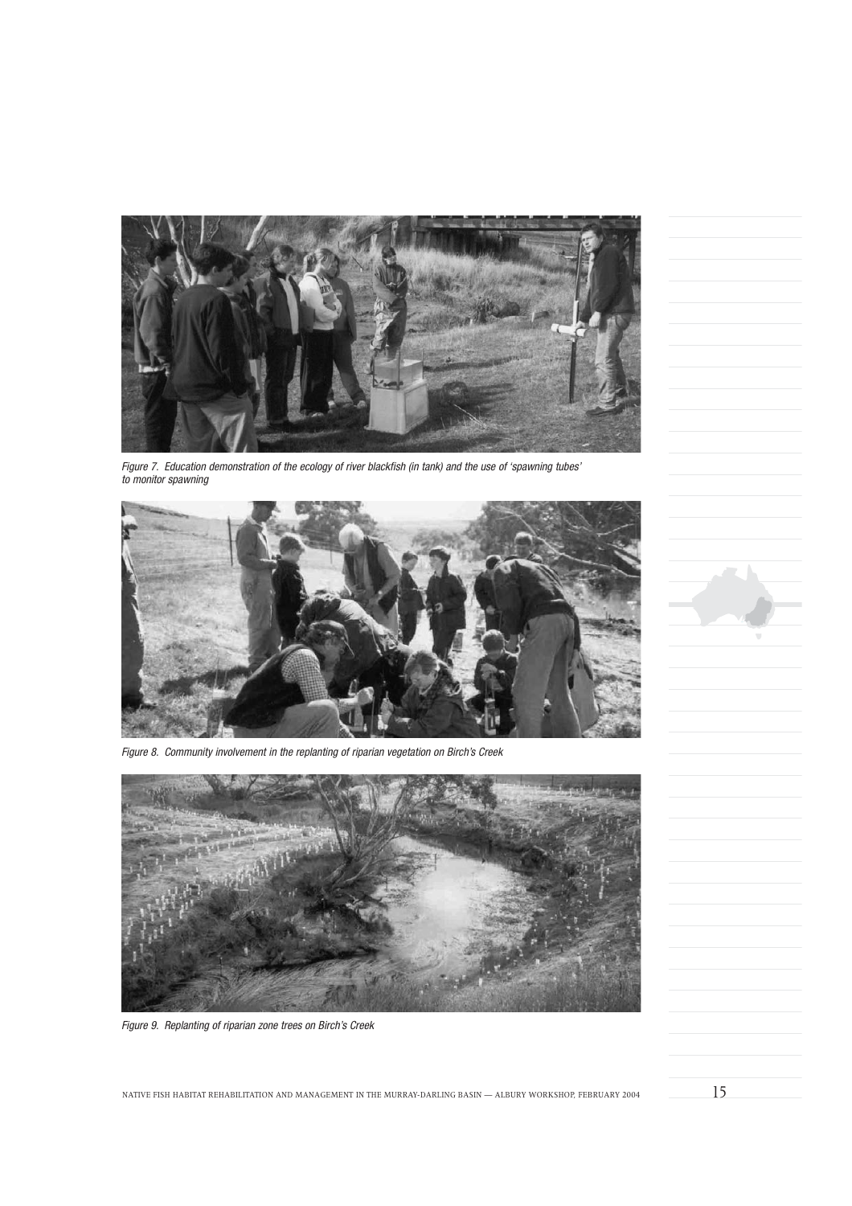*Figure 7. Education demonstration of the ecology of river blackfish (in tank) and the use of 'spawning tubes' to monitor spawning*

*Figure 8. Community involvement in the replanting of riparian vegetation on Birch's Creek*

*Figure 9. Replanting of riparian zone trees on Birch's Creek*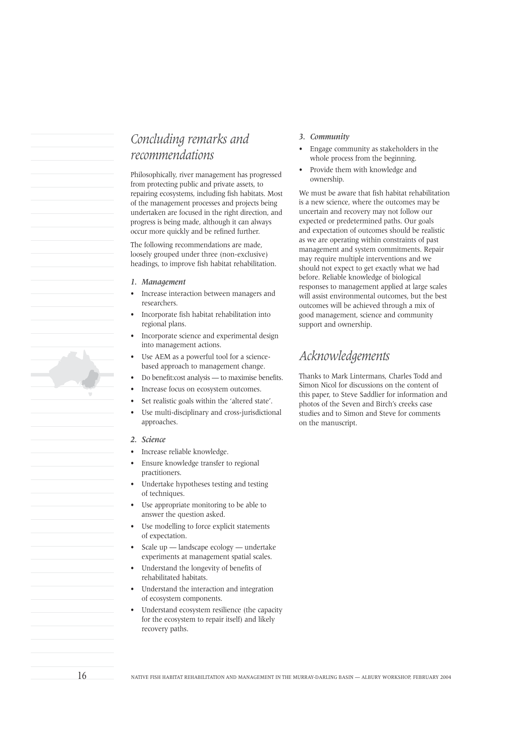# *Concluding remarks and recommendations*

Philosophically, river management has progressed from protecting public and private assets, to repairing ecosystems, including fish habitats. Most of the management processes and projects being undertaken are focused in the right direction, and progress is being made, although it can always occur more quickly and be refined further.

The following recommendations are made, loosely grouped under three (non-exclusive) headings, to improve fish habitat rehabilitation.

### *1. Management*

- Increase interaction between managers and researchers.
- Incorporate fish habitat rehabilitation into regional plans.
- Incorporate science and experimental design into management actions.
- Use AEM as a powerful tool for a science-based approach to management change.
- Do benefit:cost analysis — to maximise benefits.
- Increase focus on ecosystem outcomes.
- Set realistic goals within the 'altered state'.
- Use multi-disciplinary and cross-jurisdictional approaches.

### *2. Science*

- Increase reliable knowledge.
- Ensure knowledge transfer to regional practitioners.
- Undertake hypotheses testing and testing of techniques.
- Use appropriate monitoring to be able to answer the question asked.
- Use modelling to force explicit statements of expectation.
- Scale up — landscape ecology — undertake experiments at management spatial scales.
- Understand the longevity of benefits of rehabilitated habitats.
- Understand the interaction and integration of ecosystem components.
- Understand ecosystem resilience (the capacity for the ecosystem to repair itself) and likely recovery paths.

### *3. Community*

- Engage community as stakeholders in the whole process from the beginning.
- Provide them with knowledge and ownership.

We must be aware that fish habitat rehabilitation is a new science, where the outcomes may be uncertain and recovery may not follow our expected or predetermined paths. Our goals and expectation of outcomes should be realistic as we are operating within constraints of past management and system commitments. Repair may require multiple interventions and we should not expect to get exactly what we had before. Reliable knowledge of biological responses to management applied at large scales will assist environmental outcomes, but the best outcomes will be achieved through a mix of good management, science and community support and ownership.

# *Acknowledgements*

Thanks to Mark Lintermans, Charles Todd and Simon Nicol for discussions on the content of this paper, to Steve Saddlier for information and photos of the Seven and Birch's creeks case studies and to Simon and Steve for comments on the manuscript.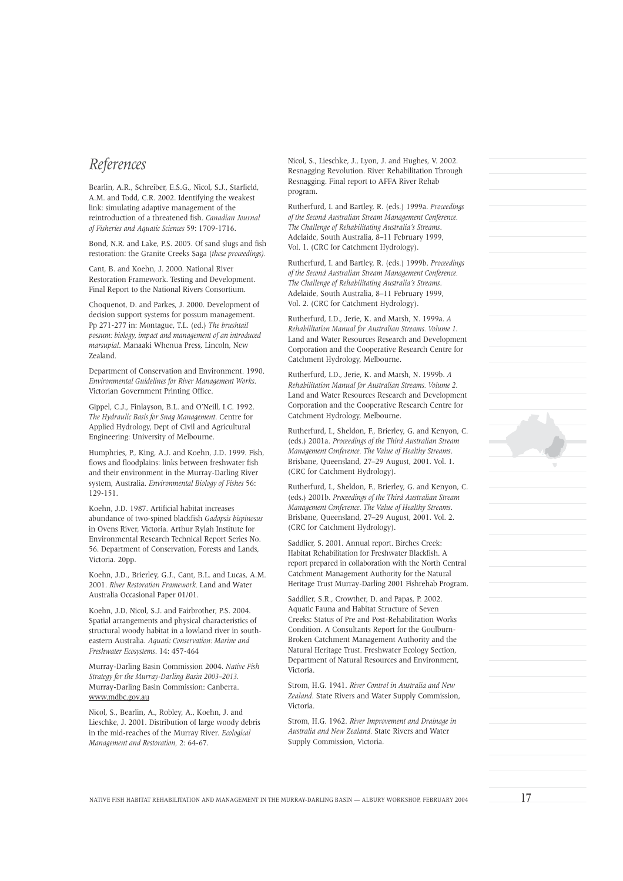# References

Bearlin, A.R., Schreiber, E.S.G., Nicol, S.J., Starfield, A.M. and Todd, C.R. 2002. Identifying the weakest link: simulating adaptive management of the reintroduction of a threatened fish. *Canadian Journal of Fisheries and Aquatic Sciences* 59: 1709-1716.

Bond, N.R. and Lake, P.S. 2005. Of sand slugs and fish restoration: the Granite Creeks Saga (*these proceedings).*

Cant, B. and Koehn, J. 2000. National River Restoration Framework. Testing and Development. Final Report to the National Rivers Consortium.

Choquenot, D. and Parkes, J. 2000. Development of decision support systems for possum management. Pp 271-277 in: Montague, T.L. (ed.) *The brushtail possum: biology, impact and management of an introduced marsupial*. Manaaki Whenua Press, Lincoln, New Zealand.

Department of Conservation and Environment. 1990. *Environmental Guidelines for River Management Works*. Victorian Government Printing Office.

Gippel, C.J., Finlayson, B.L. and O'Neill, I.C. 1992. *The Hydraulic Basis for Snag Management*. Centre for Applied Hydrology, Dept of Civil and Agricultural Engineering: University of Melbourne.

Humphries, P., King, A.J. and Koehn, J.D. 1999. Fish, flows and floodplains: links between freshwater fish and their environment in the Murray-Darling River system, Australia. *Environmental Biology of Fishes* 56: 129-151.

Koehn, J.D. 1987. Artificial habitat increases abundance of two-spined blackfish *Gadopsis bispinosus* in Ovens River, Victoria. Arthur Rylah Institute for Environmental Research Technical Report Series No. 56. Department of Conservation, Forests and Lands, Victoria. 20pp.

Koehn, J.D., Brierley, G.J., Cant, B.L. and Lucas, A.M. 2001. *River Restoration Framework*. Land and Water Australia Occasional Paper 01/01.

Koehn, J.D, Nicol, S.J. and Fairbrother, P.S. 2004. Spatial arrangements and physical characteristics of structural woody habitat in a lowland river in south-eastern Australia. *Aquatic Conservation: Marine and Freshwater Ecosystems*. 14: 457-464

Murray-Darling Basin Commission 2004. *Native Fish Strategy for the Murray-Darling Basin 2003–2013.* Murray-Darling Basin Commission: Canberra. www.mdbc.gov.au

Nicol, S., Bearlin, A., Robley, A., Koehn, J. and Lieschke, J. 2001. Distribution of large woody debris in the mid-reaches of the Murray River. *Ecological Management and Restoration,* 2: 64-67.

Nicol, S., Lieschke, J., Lyon, J. and Hughes, V. 2002. Resnagging Revolution. River Rehabilitation Through Resnagging. Final report to AFFA River Rehab program.

Rutherfurd, I. and Bartley, R. (eds.) 1999a. *Proceedings of the Second Australian Stream Management Conference. The Challenge of Rehabilitating Australia's Streams*. Adelaide, South Australia, 8–11 February 1999, Vol. 1. (CRC for Catchment Hydrology).

Rutherfurd, I. and Bartley, R. (eds.) 1999b. *Proceedings of the Second Australian Stream Management Conference. The Challenge of Rehabilitating Australia's Streams*. Adelaide, South Australia, 8–11 February 1999, Vol. 2. (CRC for Catchment Hydrology).

Rutherfurd, I.D., Jerie, K. and Marsh, N. 1999a. *A Rehabilitation Manual for Australian Streams. Volume 1*. Land and Water Resources Research and Development Corporation and the Cooperative Research Centre for Catchment Hydrology, Melbourne.

Rutherfurd, I.D., Jerie, K. and Marsh, N. 1999b. *A Rehabilitation Manual for Australian Streams. Volume 2*. Land and Water Resources Research and Development Corporation and the Cooperative Research Centre for Catchment Hydrology, Melbourne.

Rutherfurd, I., Sheldon, F., Brierley, G. and Kenyon, C. (eds.) 2001a. *Proceedings of the Third Australian Stream Management Conference. The Value of Healthy Streams*. Brisbane, Queensland, 27–29 August, 2001. Vol. 1. (CRC for Catchment Hydrology).

Rutherfurd, I., Sheldon, F., Brierley, G. and Kenyon, C. (eds.) 2001b. *Proceedings of the Third Australian Stream Management Conference. The Value of Healthy Streams*. Brisbane, Queensland, 27–29 August, 2001. Vol. 2. (CRC for Catchment Hydrology).

Saddlier, S. 2001. Annual report. Birches Creek: Habitat Rehabilitation for Freshwater Blackfish. A report prepared in collaboration with the North Central Catchment Management Authority for the Natural Heritage Trust Murray-Darling 2001 Fishrehab Program.

Saddlier, S.R., Crowther, D. and Papas, P. 2002. Aquatic Fauna and Habitat Structure of Seven Creeks: Status of Pre and Post-Rehabilitation Works Condition. A Consultants Report for the Goulburn-Broken Catchment Management Authority and the Natural Heritage Trust. Freshwater Ecology Section, Department of Natural Resources and Environment, Victoria.

Strom, H.G. 1941. *River Control in Australia and New Zealand*. State Rivers and Water Supply Commission, Victoria.

Strom, H.G. 1962. *River Improvement and Drainage in Australia and New Zealand.* State Rivers and Water Supply Commission, Victoria.